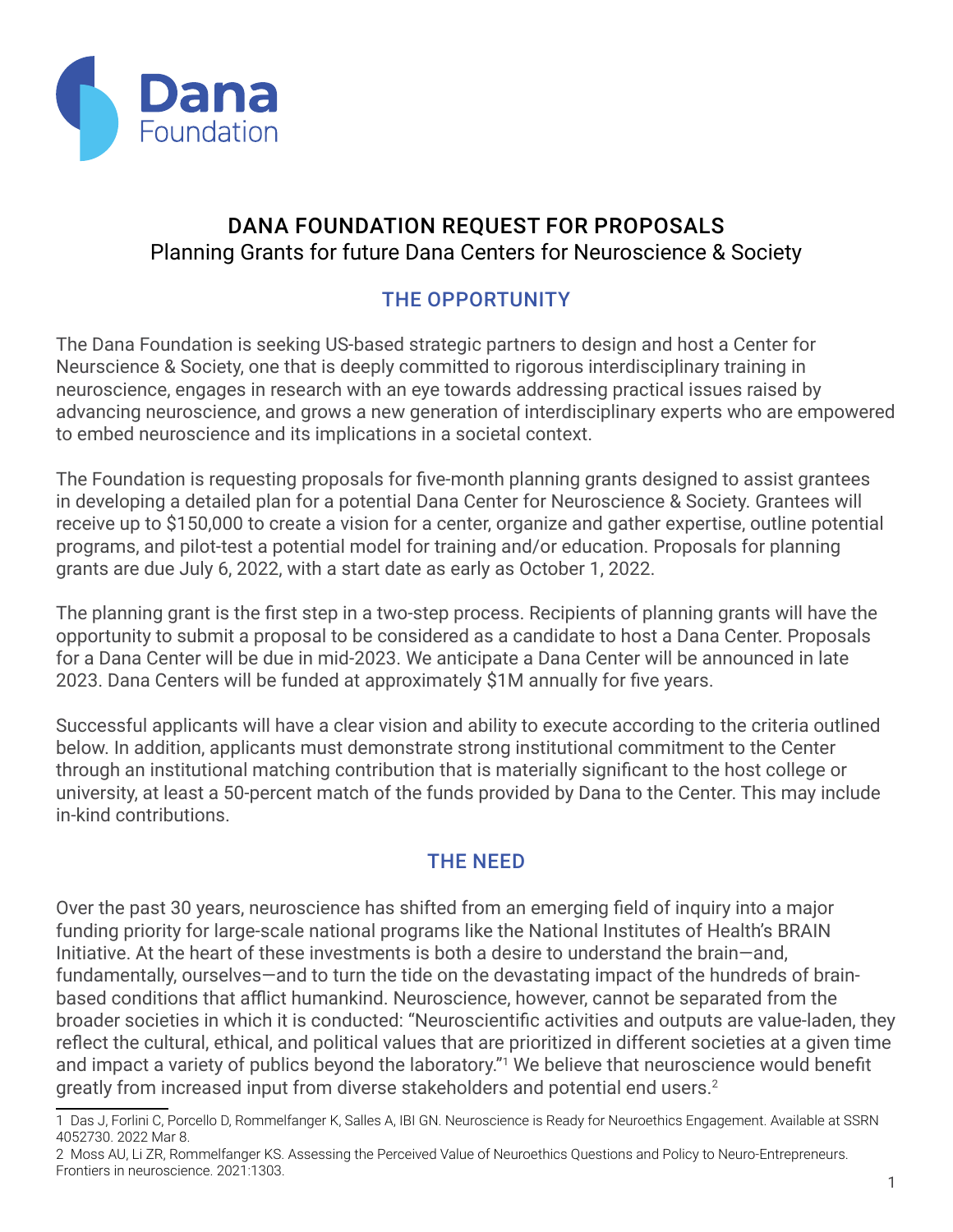Dana Foundation

# DANA FOUNDATION REQUEST FOR PROPOSALS

Planning Grants for future Dana Centers for Neuroscience & Society

## THE OPPORTUNITY

The Dana Foundation is seeking US-based strategic partners to design and host a Center for Neurscience & Society, one that is deeply committed to rigorous interdisciplinary training in neuroscience, engages in research with an eye towards addressing practical issues raised by advancing neuroscience, and grows a new generation of interdisciplinary experts who are empowered to embed neuroscience and its implications in a societal context.

The Foundation is requesting proposals for five-month planning grants designed to assist grantees in developing a detailed plan for a potential Dana Center for Neuroscience & Society. Grantees will receive up to $150,000 to create a vision for a center, organize and gather expertise, outline potential programs, and pilot-test a potential model for training and/or education. Proposals for planning grants are due July 6, 2022, with a start date as early as October 1, 2022.

The planning grant is the first step in a two-step process. Recipients of planning grants will have the opportunity to submit a proposal to be considered as a candidate to host a Dana Center. Proposals for a Dana Center will be due in mid-2023. We anticipate a Dana Center will be announced in late 2023. Dana Centers will be funded at approximately $1M annually for five years.

Successful applicants will have a clear vision and ability to execute according to the criteria outlined below. In addition, applicants must demonstrate strong institutional commitment to the Center through an institutional matching contribution that is materially significant to the host college or university, at least a 50-percent match of the funds provided by Dana to the Center. This may include in-kind contributions.

## THE NEED

Over the past 30 years, neuroscience has shifted from an emerging field of inquiry into a major funding priority for large-scale national programs like the National Institutes of Health's BRAIN Initiative. At the heart of these investments is both a desire to understand the brain—and, fundamentally, ourselves—and to turn the tide on the devastating impact of the hundreds of brain-based conditions that afflict humankind. Neuroscience, however, cannot be separated from the broader societies in which it is conducted: "Neuroscientific activities and outputs are value-laden, they reflect the cultural, ethical, and political values that are prioritized in different societies at a given time and impact a variety of publics beyond the laboratory."[1] We believe that neuroscience would benefit greatly from increased input from diverse stakeholders and potential end users.[2]

---

1 Das J, Forlini C, Porcello D, Rommelfanger K, Salles A, IBI GN. Neuroscience is Ready for Neuroethics Engagement. Available at SSRN 4052730. 2022 Mar 8.

2 Moss AU, Li ZR, Rommelfanger KS. Assessing the Perceived Value of Neuroethics Questions and Policy to Neuro-Entrepreneurs. Frontiers in neuroscience. 2021:1303.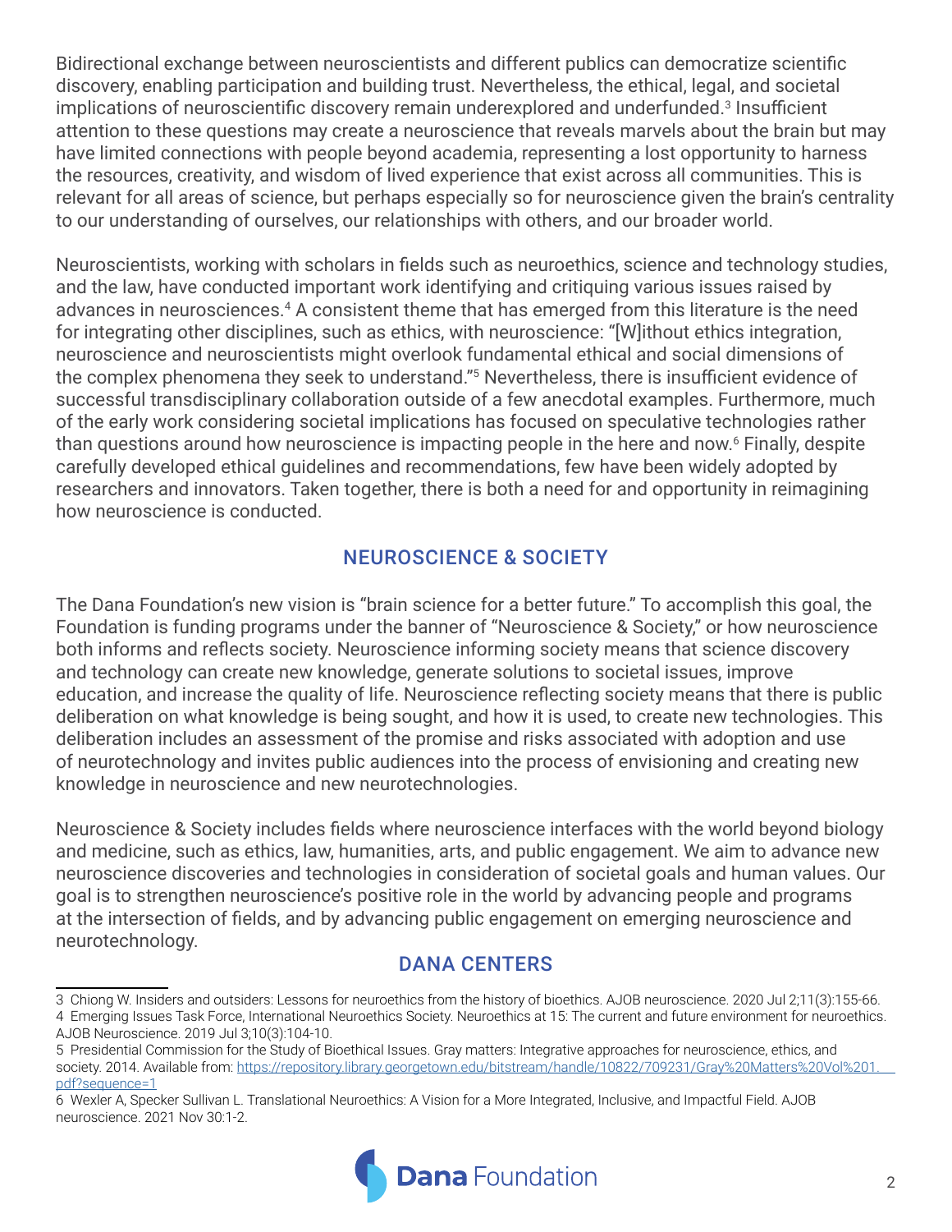Bidirectional exchange between neuroscientists and different publics can democratize scientific discovery, enabling participation and building trust. Nevertheless, the ethical, legal, and societal implications of neuroscientific discovery remain underexplored and underfunded.[3] Insufficient attention to these questions may create a neuroscience that reveals marvels about the brain but may have limited connections with people beyond academia, representing a lost opportunity to harness the resources, creativity, and wisdom of lived experience that exist across all communities. This is relevant for all areas of science, but perhaps especially so for neuroscience given the brain's centrality to our understanding of ourselves, our relationships with others, and our broader world.

Neuroscientists, working with scholars in fields such as neuroethics, science and technology studies, and the law, have conducted important work identifying and critiquing various issues raised by advances in neurosciences.[4] A consistent theme that has emerged from this literature is the need for integrating other disciplines, such as ethics, with neuroscience: "[W]ithout ethics integration, neuroscience and neuroscientists might overlook fundamental ethical and social dimensions of the complex phenomena they seek to understand."[5] Nevertheless, there is insufficient evidence of successful transdisciplinary collaboration outside of a few anecdotal examples. Furthermore, much of the early work considering societal implications has focused on speculative technologies rather than questions around how neuroscience is impacting people in the here and now.[6] Finally, despite carefully developed ethical guidelines and recommendations, few have been widely adopted by researchers and innovators. Taken together, there is both a need for and opportunity in reimagining how neuroscience is conducted.

## NEUROSCIENCE & SOCIETY

The Dana Foundation's new vision is "brain science for a better future." To accomplish this goal, the Foundation is funding programs under the banner of "Neuroscience & Society," or how neuroscience both informs and reflects society. Neuroscience informing society means that science discovery and technology can create new knowledge, generate solutions to societal issues, improve education, and increase the quality of life. Neuroscience reflecting society means that there is public deliberation on what knowledge is being sought, and how it is used, to create new technologies. This deliberation includes an assessment of the promise and risks associated with adoption and use of neurotechnology and invites public audiences into the process of envisioning and creating new knowledge in neuroscience and new neurotechnologies.

Neuroscience & Society includes fields where neuroscience interfaces with the world beyond biology and medicine, such as ethics, law, humanities, arts, and public engagement. We aim to advance new neuroscience discoveries and technologies in consideration of societal goals and human values. Our goal is to strengthen neuroscience's positive role in the world by advancing people and programs at the intersection of fields, and by advancing public engagement on emerging neuroscience and neurotechnology.

## DANA CENTERS

3 Chiong W. Insiders and outsiders: Lessons for neuroethics from the history of bioethics. AJOB neuroscience. 2020 Jul 2;11(3):155-66.

4 Emerging Issues Task Force, International Neuroethics Society. Neuroethics at 15: The current and future environment for neuroethics. AJOB Neuroscience. 2019 Jul 3;10(3):104-10.

5 Presidential Commission for the Study of Bioethical Issues. Gray matters: Integrative approaches for neuroscience, ethics, and society. 2014. Available from: https://repository.library.georgetown.edu/bitstream/handle/10822/709231/Gray%20Matters%20Vol%201.pdf?sequence=1

6 Wexler A, Specker Sullivan L. Translational Neuroethics: A Vision for a More Integrated, Inclusive, and Impactful Field. AJOB neuroscience. 2021 Nov 30:1-2.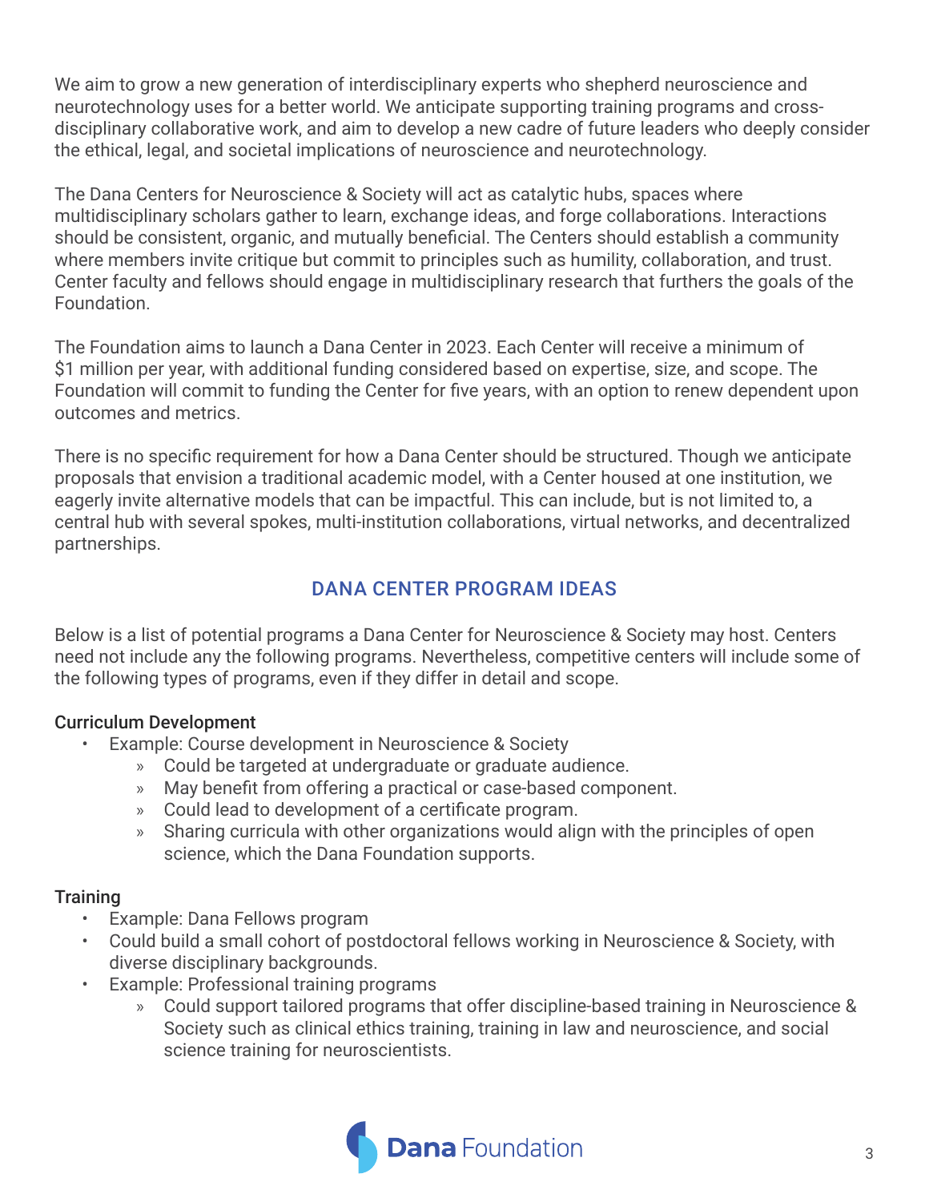We aim to grow a new generation of interdisciplinary experts who shepherd neuroscience and neurotechnology uses for a better world. We anticipate supporting training programs and cross-disciplinary collaborative work, and aim to develop a new cadre of future leaders who deeply consider the ethical, legal, and societal implications of neuroscience and neurotechnology.

The Dana Centers for Neuroscience & Society will act as catalytic hubs, spaces where multidisciplinary scholars gather to learn, exchange ideas, and forge collaborations. Interactions should be consistent, organic, and mutually beneficial. The Centers should establish a community where members invite critique but commit to principles such as humility, collaboration, and trust. Center faculty and fellows should engage in multidisciplinary research that furthers the goals of the Foundation.

The Foundation aims to launch a Dana Center in 2023. Each Center will receive a minimum of $1 million per year, with additional funding considered based on expertise, size, and scope. The Foundation will commit to funding the Center for five years, with an option to renew dependent upon outcomes and metrics.

There is no specific requirement for how a Dana Center should be structured. Though we anticipate proposals that envision a traditional academic model, with a Center housed at one institution, we eagerly invite alternative models that can be impactful. This can include, but is not limited to, a central hub with several spokes, multi-institution collaborations, virtual networks, and decentralized partnerships.

## DANA CENTER PROGRAM IDEAS

Below is a list of potential programs a Dana Center for Neuroscience & Society may host. Centers need not include any the following programs. Nevertheless, competitive centers will include some of the following types of programs, even if they differ in detail and scope.

### Curriculum Development

- Example: Course development in Neuroscience & Society
  - Could be targeted at undergraduate or graduate audience.
  - May benefit from offering a practical or case-based component.
  - Could lead to development of a certificate program.
  - Sharing curricula with other organizations would align with the principles of open science, which the Dana Foundation supports.

### Training

- Example: Dana Fellows program
- Could build a small cohort of postdoctoral fellows working in Neuroscience & Society, with diverse disciplinary backgrounds.
- Example: Professional training programs
  - Could support tailored programs that offer discipline-based training in Neuroscience & Society such as clinical ethics training, training in law and neuroscience, and social science training for neuroscientists.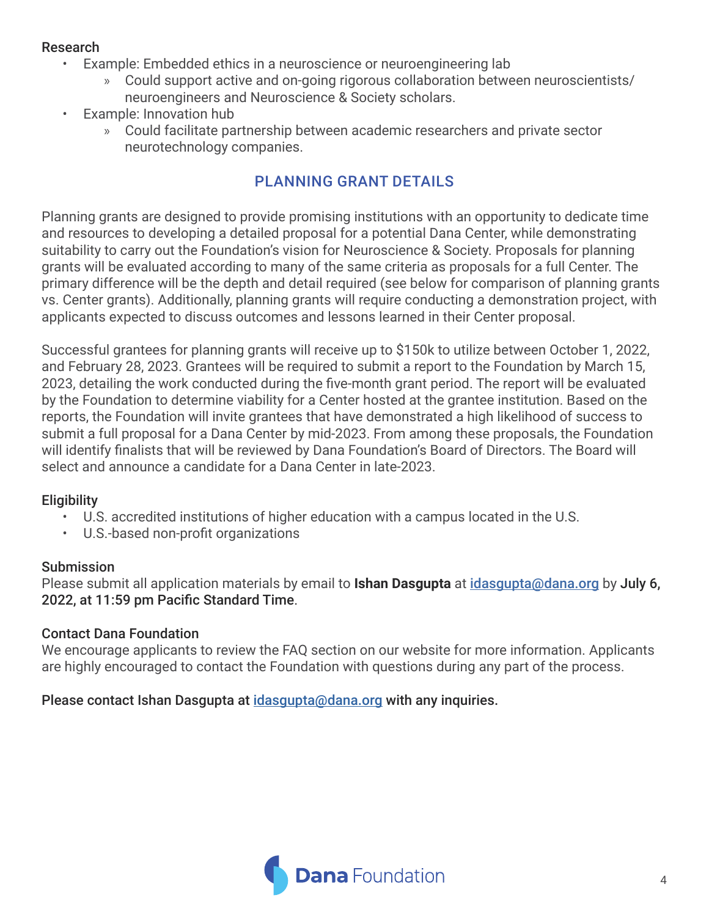### Research

- Example: Embedded ethics in a neuroscience or neuroengineering lab
    - Could support active and on-going rigorous collaboration between neuroscientists/neuroengineers and Neuroscience & Society scholars.
- Example: Innovation hub
    - Could facilitate partnership between academic researchers and private sector neurotechnology companies.

## PLANNING GRANT DETAILS

Planning grants are designed to provide promising institutions with an opportunity to dedicate time and resources to developing a detailed proposal for a potential Dana Center, while demonstrating suitability to carry out the Foundation's vision for Neuroscience & Society. Proposals for planning grants will be evaluated according to many of the same criteria as proposals for a full Center. The primary difference will be the depth and detail required (see below for comparison of planning grants vs. Center grants). Additionally, planning grants will require conducting a demonstration project, with applicants expected to discuss outcomes and lessons learned in their Center proposal.

Successful grantees for planning grants will receive up to $150k to utilize between October 1, 2022, and February 28, 2023. Grantees will be required to submit a report to the Foundation by March 15, 2023, detailing the work conducted during the five-month grant period. The report will be evaluated by the Foundation to determine viability for a Center hosted at the grantee institution. Based on the reports, the Foundation will invite grantees that have demonstrated a high likelihood of success to submit a full proposal for a Dana Center by mid-2023. From among these proposals, the Foundation will identify finalists that will be reviewed by Dana Foundation's Board of Directors. The Board will select and announce a candidate for a Dana Center in late-2023.

### Eligibility

- U.S. accredited institutions of higher education with a campus located in the U.S.
- U.S.-based non-profit organizations

### Submission

Please submit all application materials by email to **Ishan Dasgupta** at idasgupta@dana.org by **July 6, 2022, at 11:59 pm Pacific Standard Time**.

### Contact Dana Foundation

We encourage applicants to review the FAQ section on our website for more information. Applicants are highly encouraged to contact the Foundation with questions during any part of the process.

**Please contact Ishan Dasgupta at idasgupta@dana.org with any inquiries.**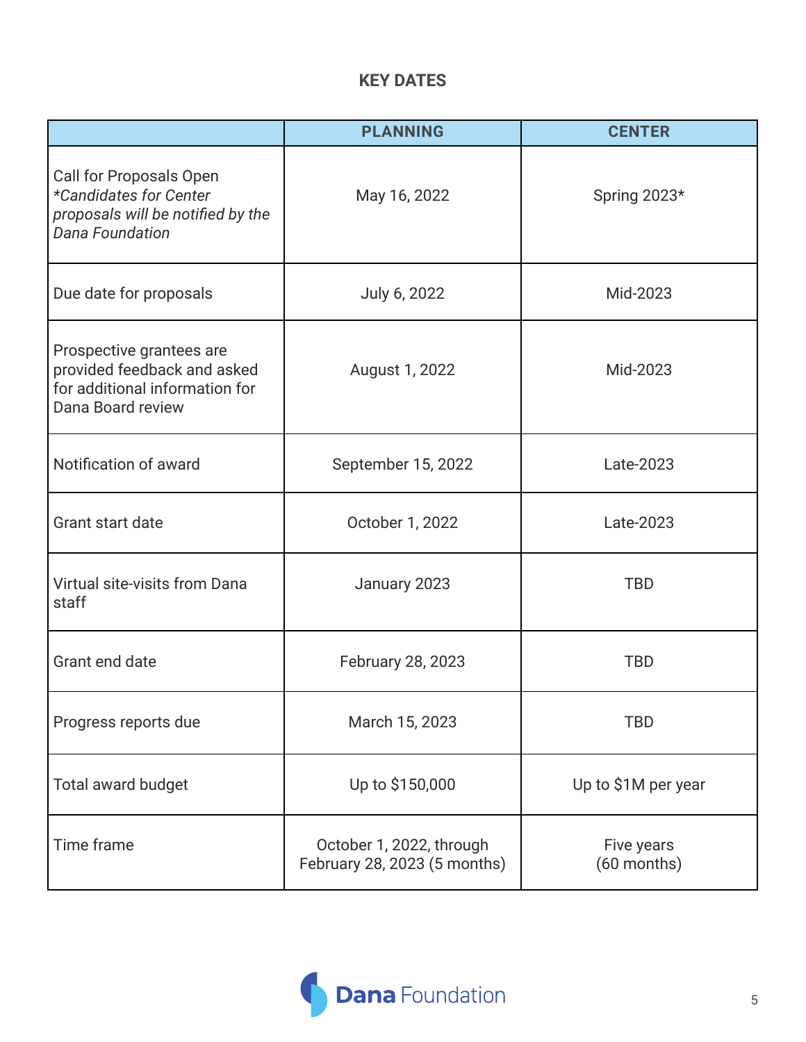**KEY DATES**

| | PLANNING | CENTER |
|---|---|---|
| Call for Proposals Open *\*Candidates for Center proposals will be notified by the Dana Foundation* | May 16, 2022 | Spring 2023* |
| Due date for proposals | July 6, 2022 | Mid-2023 |
| Prospective grantees are provided feedback and asked for additional information for Dana Board review | August 1, 2022 | Mid-2023 |
| Notification of award | September 15, 2022 | Late-2023 |
| Grant start date | October 1, 2022 | Late-2023 |
| Virtual site-visits from Dana staff | January 2023 | TBD |
| Grant end date | February 28, 2023 | TBD |
| Progress reports due | March 15, 2023 | TBD |
| Total award budget | Up to $150,000 | Up to $1M per year |
| Time frame | October 1, 2022, through February 28, 2023 (5 months) | Five years (60 months) |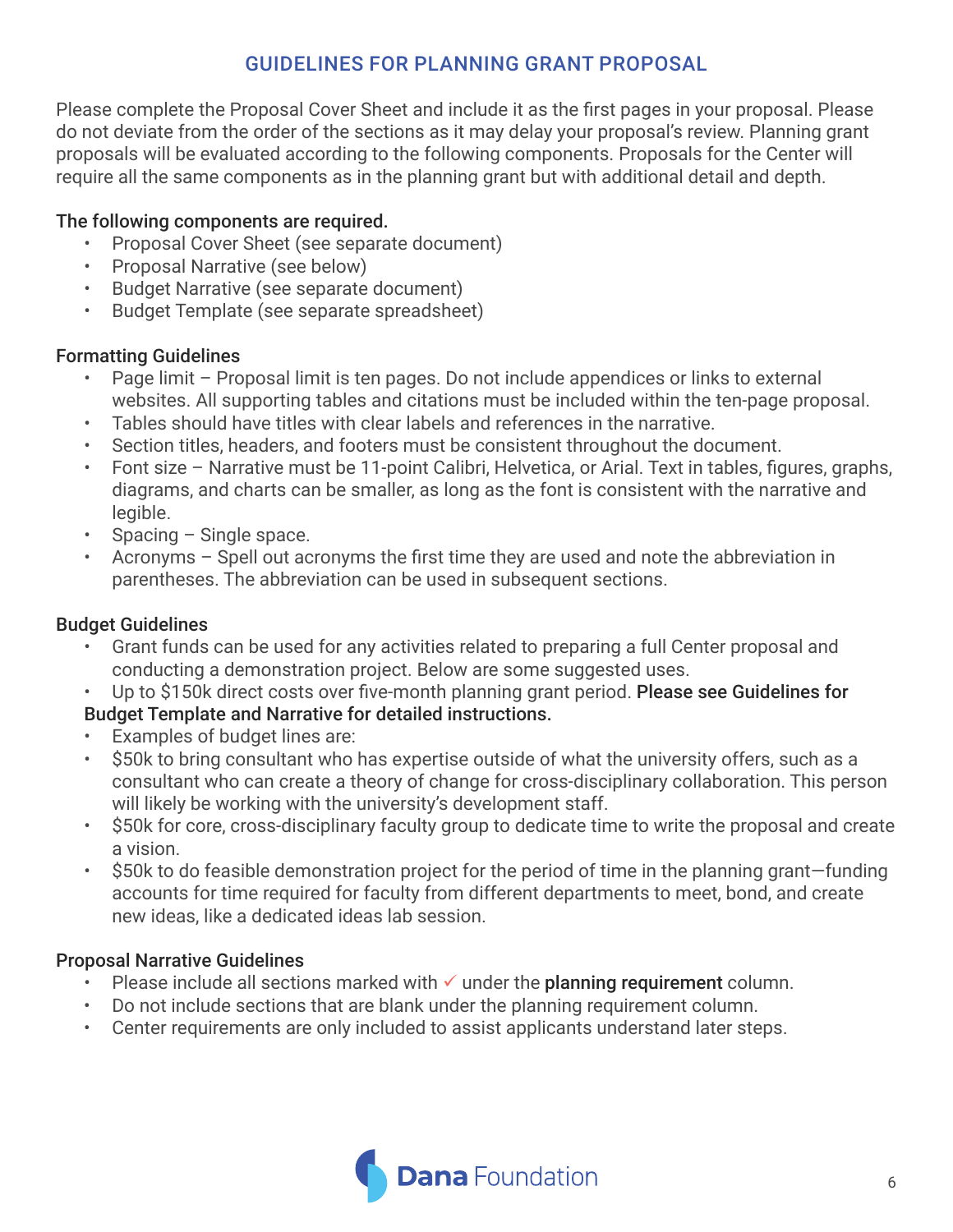## GUIDELINES FOR PLANNING GRANT PROPOSAL

Please complete the Proposal Cover Sheet and include it as the first pages in your proposal. Please do not deviate from the order of the sections as it may delay your proposal's review. Planning grant proposals will be evaluated according to the following components. Proposals for the Center will require all the same components as in the planning grant but with additional detail and depth.

The following components are required.

- Proposal Cover Sheet (see separate document)
- Proposal Narrative (see below)
- Budget Narrative (see separate document)
- Budget Template (see separate spreadsheet)

### Formatting Guidelines

- Page limit – Proposal limit is ten pages. Do not include appendices or links to external websites. All supporting tables and citations must be included within the ten-page proposal.
- Tables should have titles with clear labels and references in the narrative.
- Section titles, headers, and footers must be consistent throughout the document.
- Font size – Narrative must be 11-point Calibri, Helvetica, or Arial. Text in tables, figures, graphs, diagrams, and charts can be smaller, as long as the font is consistent with the narrative and legible.
- Spacing – Single space.
- Acronyms – Spell out acronyms the first time they are used and note the abbreviation in parentheses. The abbreviation can be used in subsequent sections.

### Budget Guidelines

- Grant funds can be used for any activities related to preparing a full Center proposal and conducting a demonstration project. Below are some suggested uses.
- Up to $150k direct costs over five-month planning grant period. **Please see Guidelines for Budget Template and Narrative for detailed instructions.**
- Examples of budget lines are:
- $50k to bring consultant who has expertise outside of what the university offers, such as a consultant who can create a theory of change for cross-disciplinary collaboration. This person will likely be working with the university's development staff.
- $50k for core, cross-disciplinary faculty group to dedicate time to write the proposal and create a vision.
- $50k to do feasible demonstration project for the period of time in the planning grant—funding accounts for time required for faculty from different departments to meet, bond, and create new ideas, like a dedicated ideas lab session.

### Proposal Narrative Guidelines

- Please include all sections marked with ✓ under the **planning requirement** column.
- Do not include sections that are blank under the planning requirement column.
- Center requirements are only included to assist applicants understand later steps.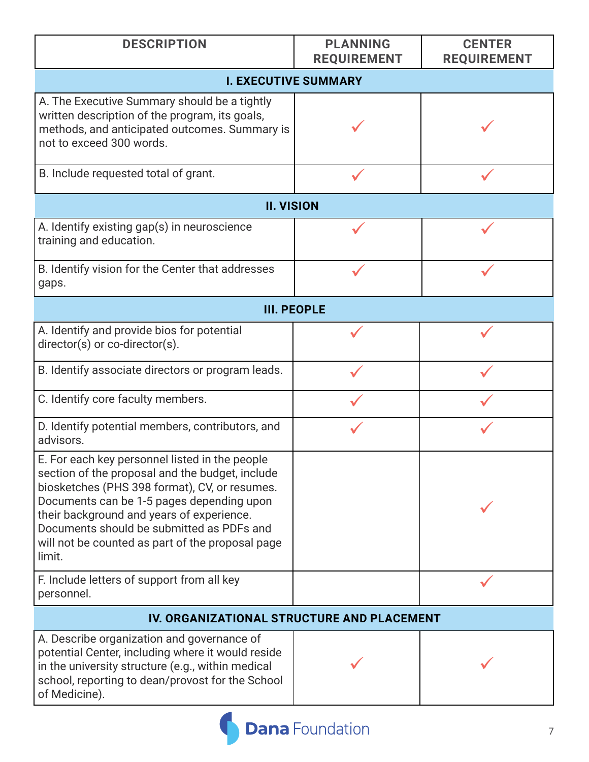| DESCRIPTION | PLANNING REQUIREMENT | CENTER REQUIREMENT |
|---|---|---|
| **I. EXECUTIVE SUMMARY** | | |
| A. The Executive Summary should be a tightly written description of the program, its goals, methods, and anticipated outcomes. Summary is not to exceed 300 words. | ✓ | ✓ |
| B. Include requested total of grant. | ✓ | ✓ |
| **II. VISION** | | |
| A. Identify existing gap(s) in neuroscience training and education. | ✓ | ✓ |
| B. Identify vision for the Center that addresses gaps. | ✓ | ✓ |
| **III. PEOPLE** | | |
| A. Identify and provide bios for potential director(s) or co-director(s). | ✓ | ✓ |
| B. Identify associate directors or program leads. | ✓ | ✓ |
| C. Identify core faculty members. | ✓ | ✓ |
| D. Identify potential members, contributors, and advisors. | ✓ | ✓ |
| E. For each key personnel listed in the people section of the proposal and the budget, include biosketches (PHS 398 format), CV, or resumes. Documents can be 1-5 pages depending upon their background and years of experience. Documents should be submitted as PDFs and will not be counted as part of the proposal page limit. | | ✓ |
| F. Include letters of support from all key personnel. | | ✓ |
| **IV. ORGANIZATIONAL STRUCTURE AND PLACEMENT** | | |
| A. Describe organization and governance of potential Center, including where it would reside in the university structure (e.g., within medical school, reporting to dean/provost for the School of Medicine). | ✓ | ✓ |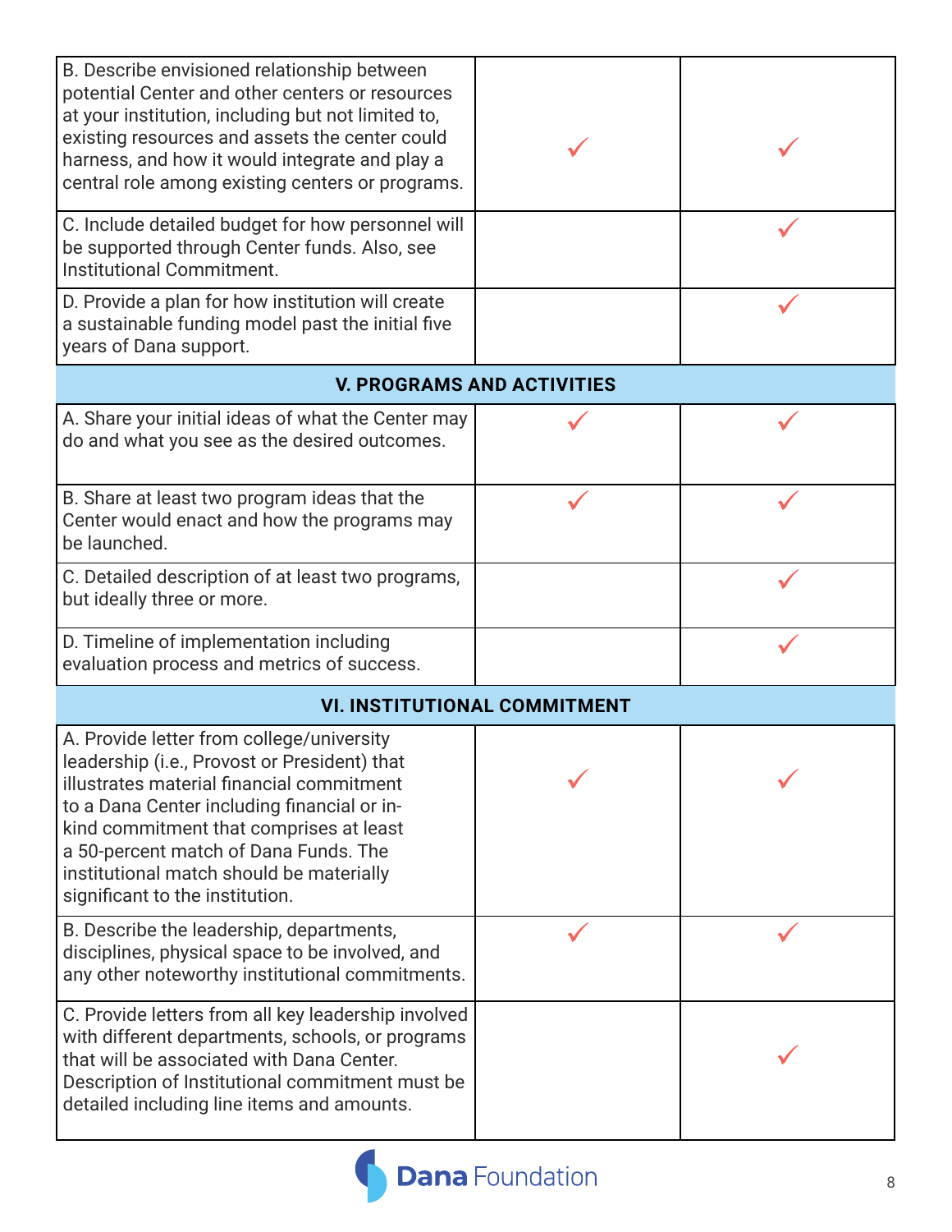| | | |
|---|---|---|
| B. Describe envisioned relationship between potential Center and other centers or resources at your institution, including but not limited to, existing resources and assets the center could harness, and how it would integrate and play a central role among existing centers or programs. | ✓ | ✓ |
| C. Include detailed budget for how personnel will be supported through Center funds. Also, see Institutional Commitment. | | ✓ |
| D. Provide a plan for how institution will create a sustainable funding model past the initial five years of Dana support. | | ✓ |
| **V. PROGRAMS AND ACTIVITIES** | | |
| A. Share your initial ideas of what the Center may do and what you see as the desired outcomes. | ✓ | ✓ |
| B. Share at least two program ideas that the Center would enact and how the programs may be launched. | ✓ | ✓ |
| C. Detailed description of at least two programs, but ideally three or more. | | ✓ |
| D. Timeline of implementation including evaluation process and metrics of success. | | ✓ |
| **VI. INSTITUTIONAL COMMITMENT** | | |
| A. Provide letter from college/university leadership (i.e., Provost or President) that illustrates material financial commitment to a Dana Center including financial or in-kind commitment that comprises at least a 50-percent match of Dana Funds. The institutional match should be materially significant to the institution. | ✓ | ✓ |
| B. Describe the leadership, departments, disciplines, physical space to be involved, and any other noteworthy institutional commitments. | ✓ | ✓ |
| C. Provide letters from all key leadership involved with different departments, schools, or programs that will be associated with Dana Center. Description of Institutional commitment must be detailed including line items and amounts. | | ✓ |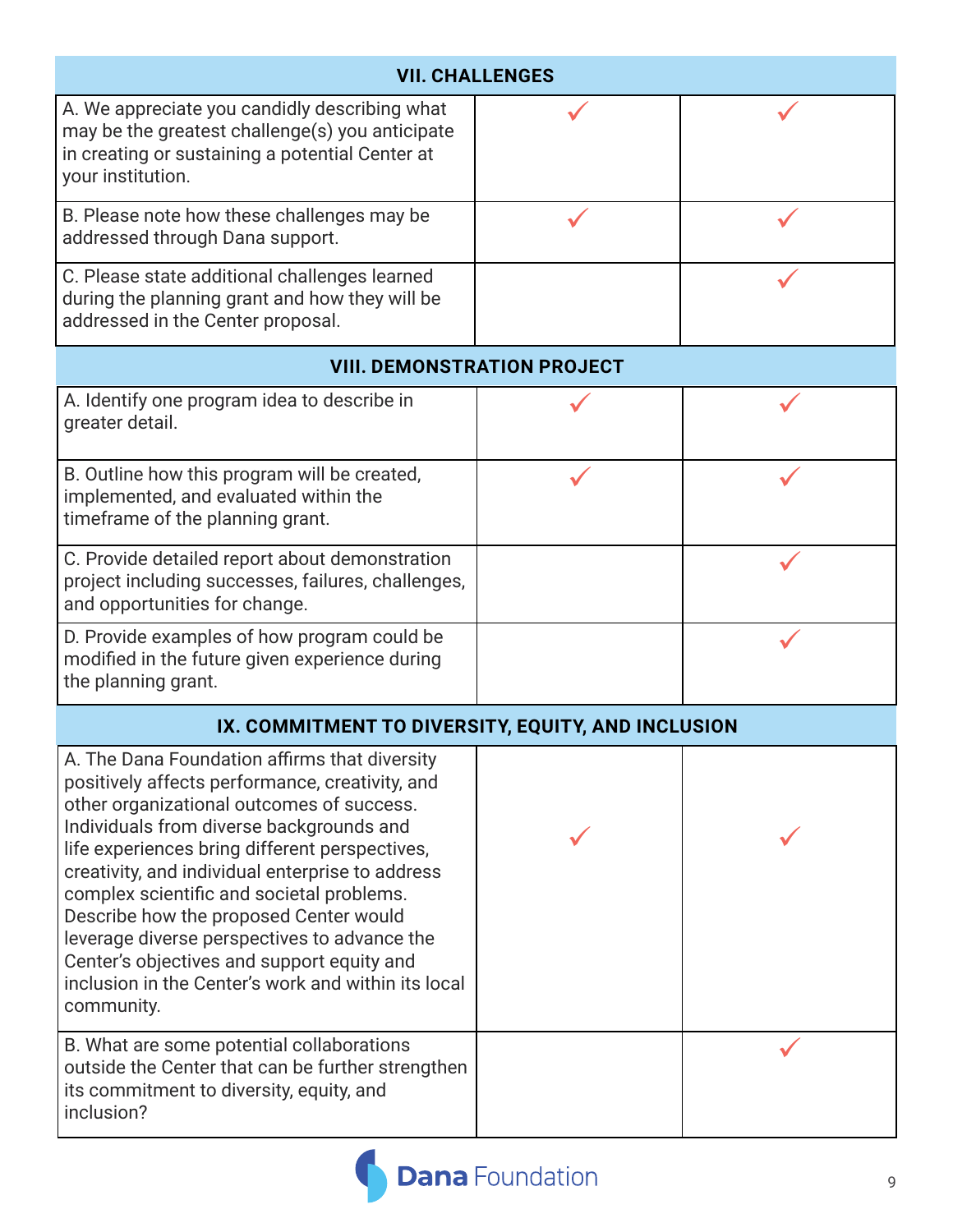| VII. CHALLENGES | | |
|---|---|---|
| A. We appreciate you candidly describing what may be the greatest challenge(s) you anticipate in creating or sustaining a potential Center at your institution. | ✓ | ✓ |
| B. Please note how these challenges may be addressed through Dana support. | ✓ | ✓ |
| C. Please state additional challenges learned during the planning grant and how they will be addressed in the Center proposal. | | ✓ |

| VIII. DEMONSTRATION PROJECT | | |
|---|---|---|
| A. Identify one program idea to describe in greater detail. | ✓ | ✓ |
| B. Outline how this program will be created, implemented, and evaluated within the timeframe of the planning grant. | ✓ | ✓ |
| C. Provide detailed report about demonstration project including successes, failures, challenges, and opportunities for change. | | ✓ |
| D. Provide examples of how program could be modified in the future given experience during the planning grant. | | ✓ |

| IX. COMMITMENT TO DIVERSITY, EQUITY, AND INCLUSION | | |
|---|---|---|
| A. The Dana Foundation affirms that diversity positively affects performance, creativity, and other organizational outcomes of success. Individuals from diverse backgrounds and life experiences bring different perspectives, creativity, and individual enterprise to address complex scientific and societal problems. Describe how the proposed Center would leverage diverse perspectives to advance the Center's objectives and support equity and inclusion in the Center's work and within its local community. | ✓ | ✓ |
| B. What are some potential collaborations outside the Center that can be further strengthen its commitment to diversity, equity, and inclusion? | | ✓ |

Dana Foundation